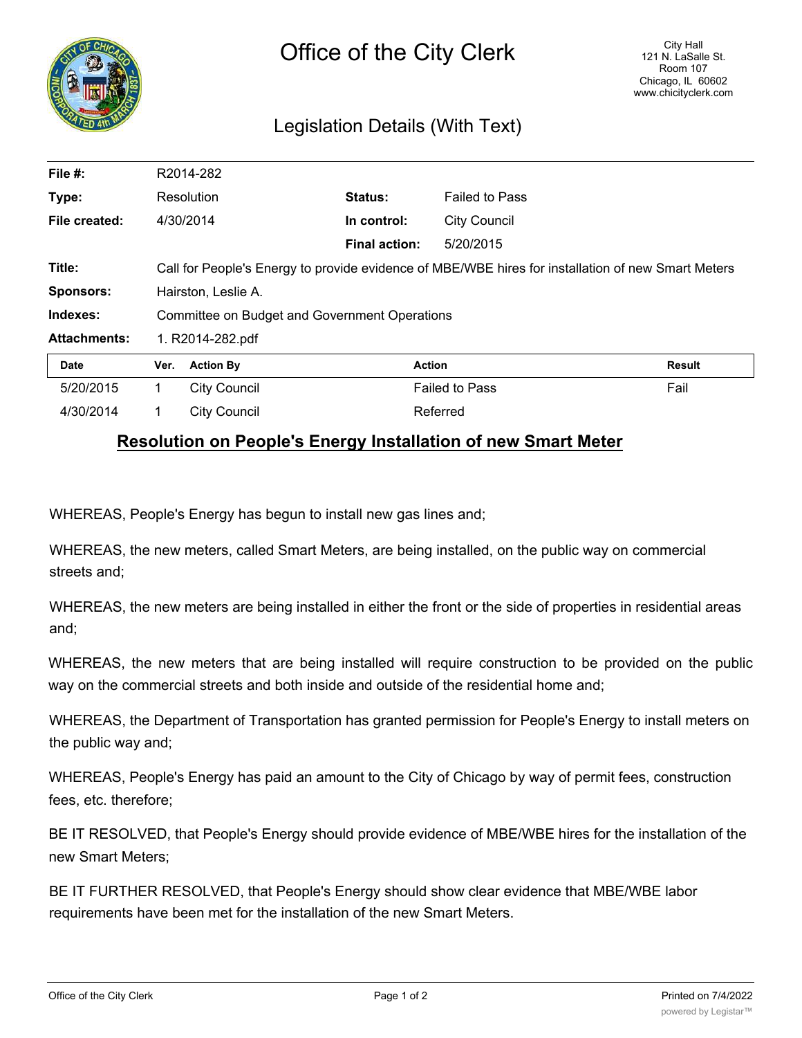# Office of the City Clerk

City Hall
121 N. LaSalle St.
Room 107
Chicago, IL 60602
www.chicityclerk.com

## Legislation Details (With Text)

| | | | |
|---|---|---|---|
| **File #:** | R2014-282 | | |
| **Type:** | Resolution | **Status:** | Failed to Pass |
| **File created:** | 4/30/2014 | **In control:** | City Council |
| | | **Final action:** | 5/20/2015 |
| **Title:** | Call for People's Energy to provide evidence of MBE/WBE hires for installation of new Smart Meters | | |
| **Sponsors:** | Hairston, Leslie A. | | |
| **Indexes:** | Committee on Budget and Government Operations | | |
| **Attachments:** | 1. R2014-282.pdf | | |

| Date | Ver. | Action By | Action | Result |
|---|---|---|---|---|
| 5/20/2015 | 1 | City Council | Failed to Pass | Fail |
| 4/30/2014 | 1 | City Council | Referred | |

## Resolution on People's Energy Installation of new Smart Meter

WHEREAS, People's Energy has begun to install new gas lines and;

WHEREAS, the new meters, called Smart Meters, are being installed, on the public way on commercial streets and;

WHEREAS, the new meters are being installed in either the front or the side of properties in residential areas and;

WHEREAS, the new meters that are being installed will require construction to be provided on the public way on the commercial streets and both inside and outside of the residential home and;

WHEREAS, the Department of Transportation has granted permission for People's Energy to install meters on the public way and;

WHEREAS, People's Energy has paid an amount to the City of Chicago by way of permit fees, construction fees, etc. therefore;

BE IT RESOLVED, that People's Energy should provide evidence of MBE/WBE hires for the installation of the new Smart Meters;

BE IT FURTHER RESOLVED, that People's Energy should show clear evidence that MBE/WBE labor requirements have been met for the installation of the new Smart Meters.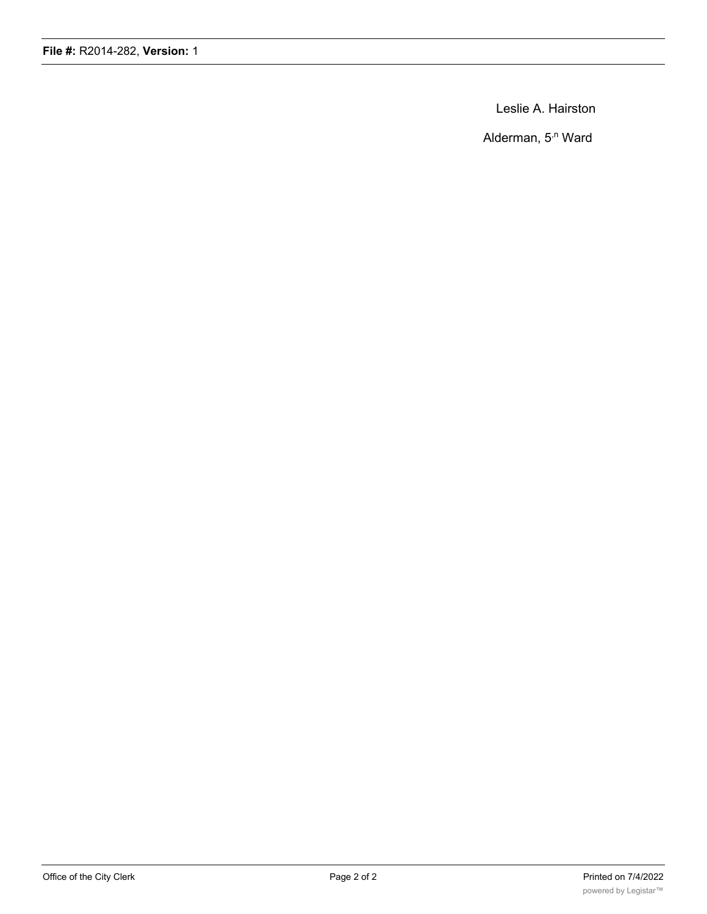Leslie A. Hairston

Alderman, 5th Ward